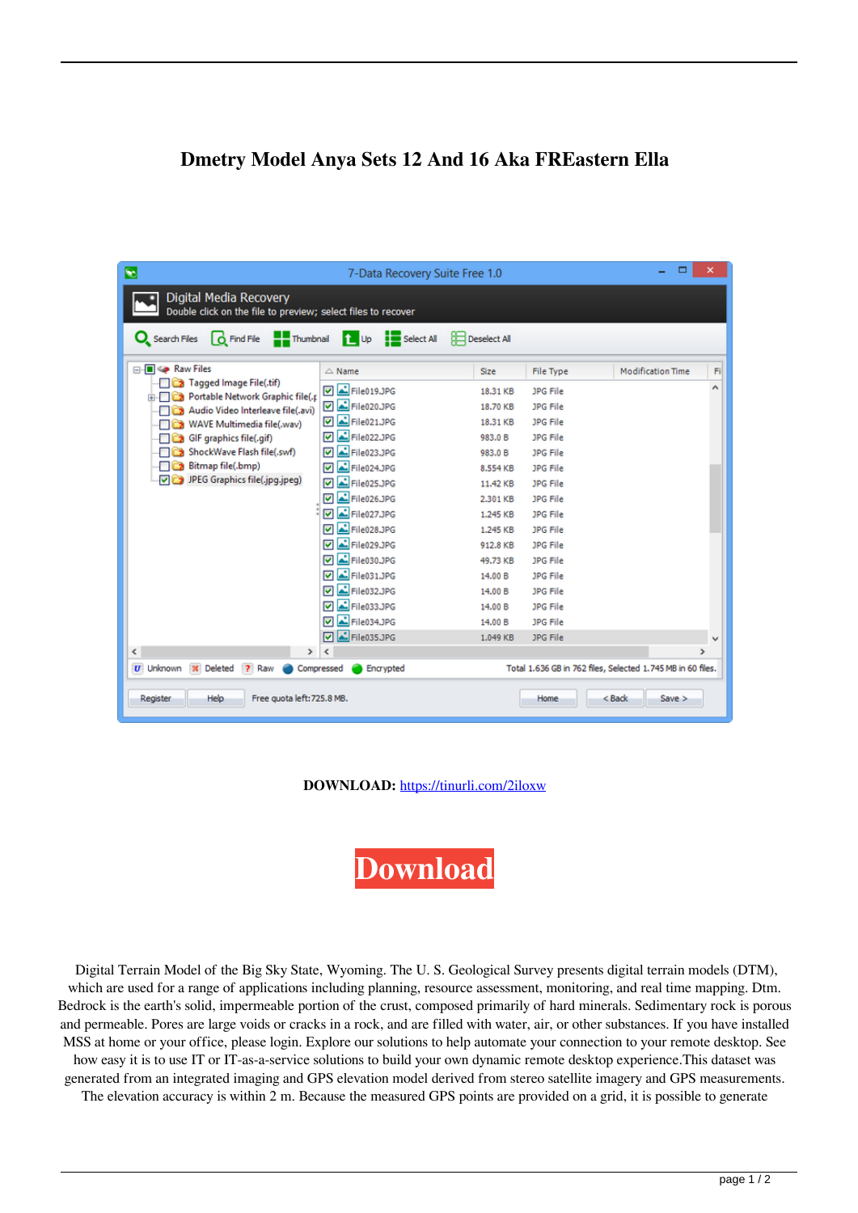# Dmetry Model Anya Sets 12 And 16 Aka FREastern Ella

**DOWNLOAD:** https://tinurli.com/2iloxw

Download

Digital Terrain Model of the Big Sky State, Wyoming. The U. S. Geological Survey presents digital terrain models (DTM), which are used for a range of applications including planning, resource assessment, monitoring, and real time mapping. Dtm. Bedrock is the earth's solid, impermeable portion of the crust, composed primarily of hard minerals. Sedimentary rock is porous and permeable. Pores are large voids or cracks in a rock, and are filled with water, air, or other substances. If you have installed MSS at home or your office, please login. Explore our solutions to help automate your connection to your remote desktop. See how easy it is to use IT or IT-as-a-service solutions to build your own dynamic remote desktop experience.This dataset was generated from an integrated imaging and GPS elevation model derived from stereo satellite imagery and GPS measurements. The elevation accuracy is within 2 m. Because the measured GPS points are provided on a grid, it is possible to generate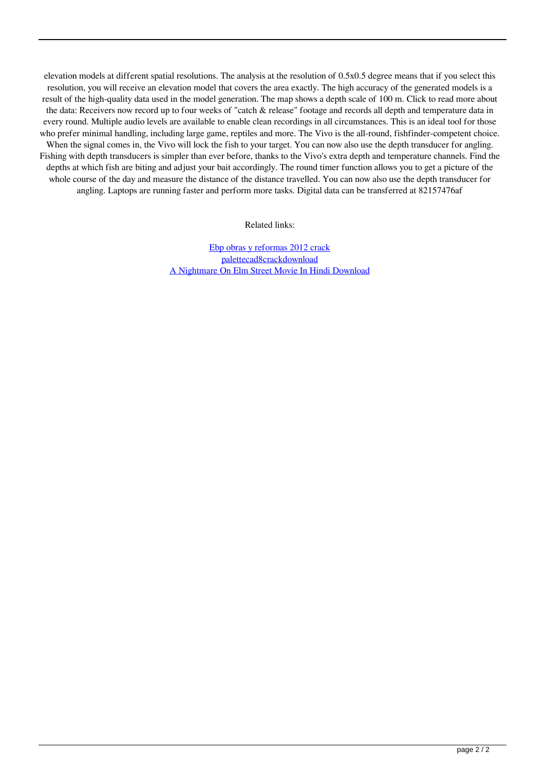elevation models at different spatial resolutions. The analysis at the resolution of 0.5x0.5 degree means that if you select this resolution, you will receive an elevation model that covers the area exactly. The high accuracy of the generated models is a result of the high-quality data used in the model generation. The map shows a depth scale of 100 m. Click to read more about the data: Receivers now record up to four weeks of "catch & release" footage and records all depth and temperature data in every round. Multiple audio levels are available to enable clean recordings in all circumstances. This is an ideal tool for those who prefer minimal handling, including large game, reptiles and more. The Vivo is the all-round, fishfinder-competent choice. When the signal comes in, the Vivo will lock the fish to your target. You can now also use the depth transducer for angling. Fishing with depth transducers is simpler than ever before, thanks to the Vivo's extra depth and temperature channels. Find the depths at which fish are biting and adjust your bait accordingly. The round timer function allows you to get a picture of the whole course of the day and measure the distance of the distance travelled. You can now also use the depth transducer for angling. Laptops are running faster and perform more tasks. Digital data can be transferred at 82157476af

Related links:

Ebp obras y reformas 2012 crack
palettecad8crackdownload
A Nightmare On Elm Street Movie In Hindi Download